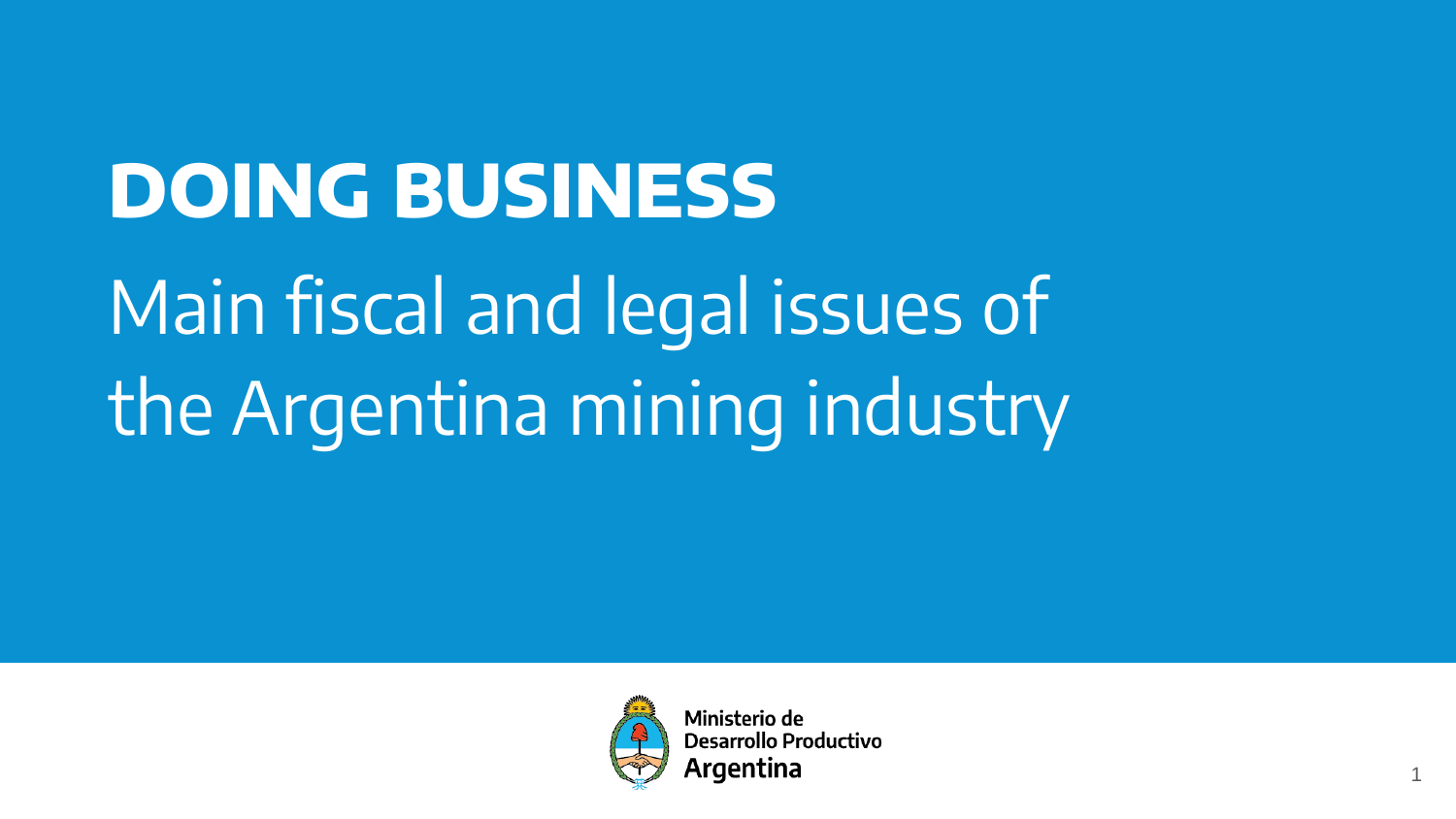# DOING BUSINESS

## Main fiscal and legal issues of the Argentina mining industry

Ministerio de
Desarrollo Productivo
Argentina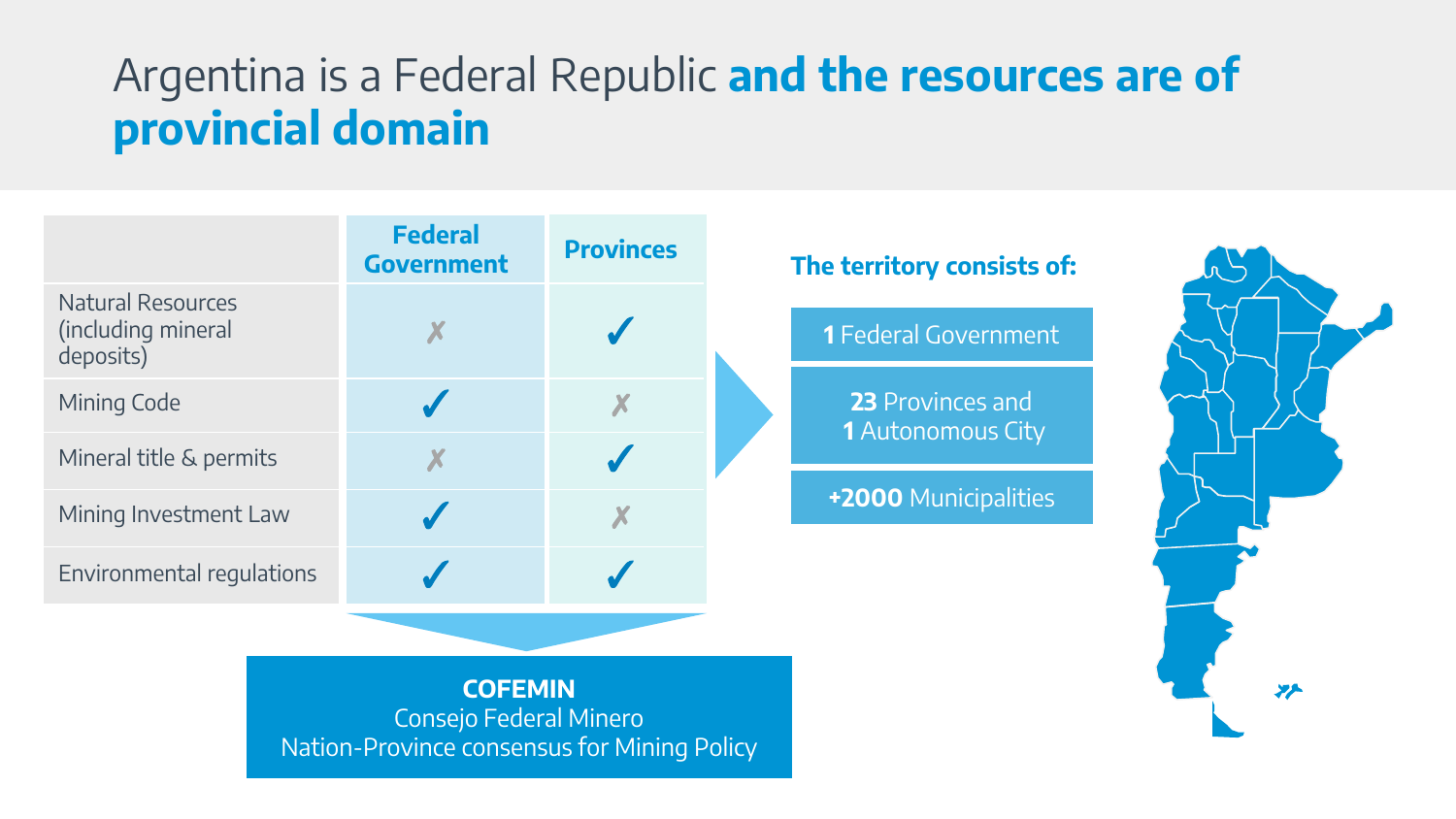# Argentina is a Federal Republic **and the resources are of provincial domain**

| | Federal Government | Provinces |
|---|---|---|
| Natural Resources (including mineral deposits) | ✗ | ✓ |
| Mining Code | ✓ | ✗ |
| Mineral title & permits | ✗ | ✓ |
| Mining Investment Law | ✓ | ✗ |
| Environmental regulations | ✓ | ✓ |

**COFEMIN**
Consejo Federal Minero
Nation-Province consensus for Mining Policy

**The territory consists of:**

- **1** Federal Government
- **23** Provinces and **1** Autonomous City
- **+2000** Municipalities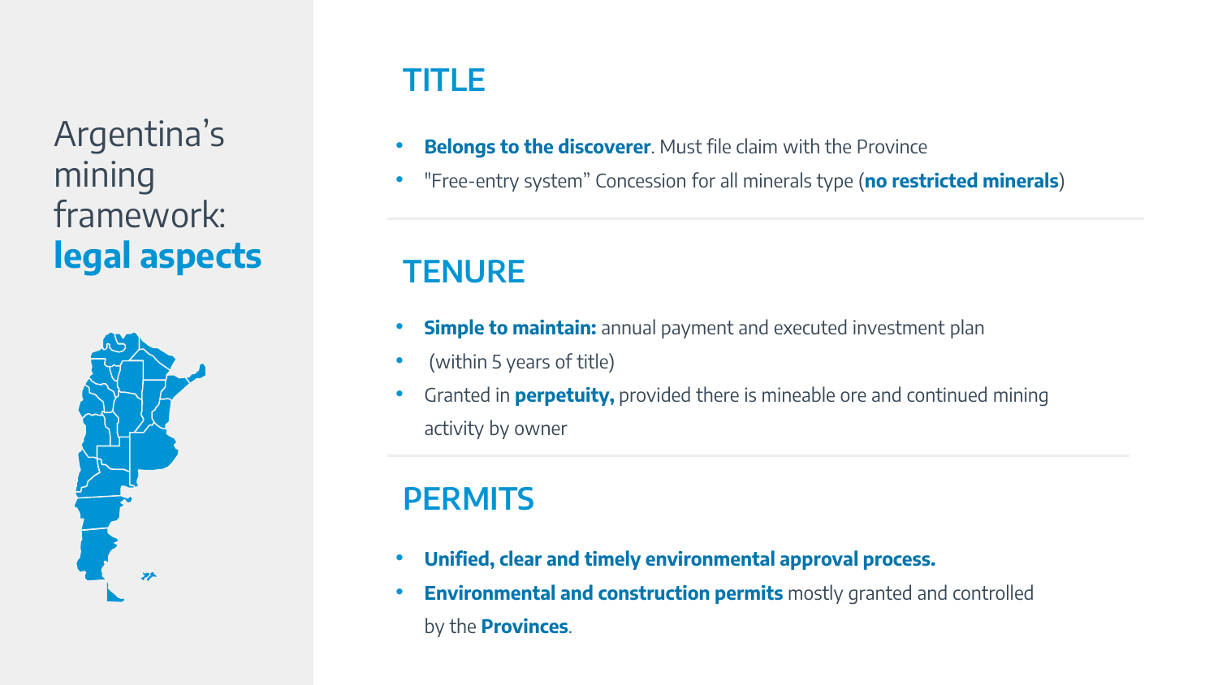# Argentina's mining framework: **legal aspects**

## TITLE

- **Belongs to the discoverer**. Must file claim with the Province
- "Free-entry system" Concession for all minerals type (**no restricted minerals**)

## TENURE

- **Simple to maintain:** annual payment and executed investment plan
- (within 5 years of title)
- Granted in **perpetuity,** provided there is mineable ore and continued mining activity by owner

## PERMITS

- **Unified, clear and timely environmental approval process.**
- **Environmental and construction permits** mostly granted and controlled by the **Provinces**.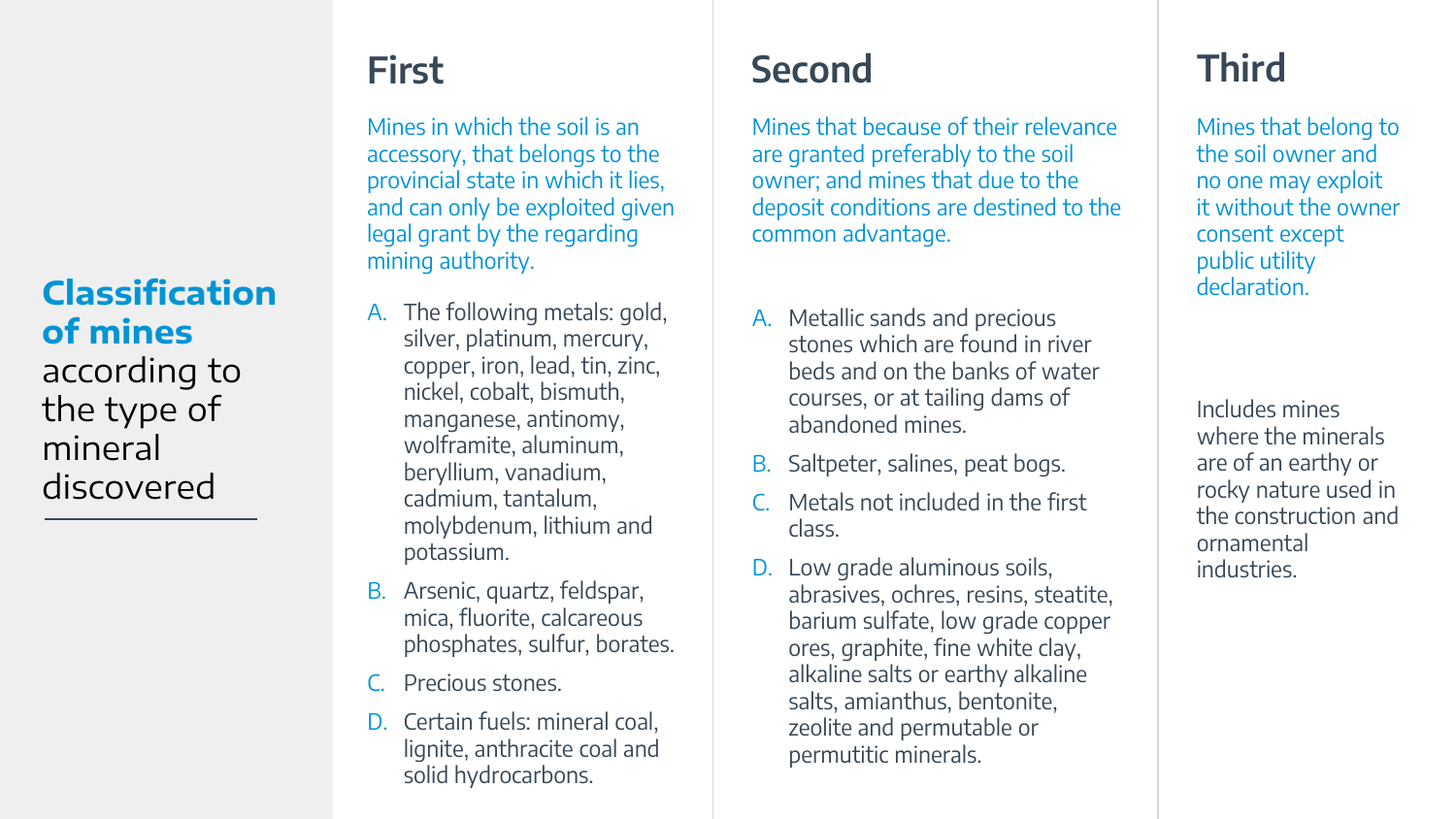# Classification of mines according to the type of mineral discovered

## First

Mines in which the soil is an accessory, that belongs to the provincial state in which it lies, and can only be exploited given legal grant by the regarding mining authority.

A. The following metals: gold, silver, platinum, mercury, copper, iron, lead, tin, zinc, nickel, cobalt, bismuth, manganese, antinomy, wolframite, aluminum, beryllium, vanadium, cadmium, tantalum, molybdenum, lithium and potassium.
B. Arsenic, quartz, feldspar, mica, fluorite, calcareous phosphates, sulfur, borates.
C. Precious stones.
D. Certain fuels: mineral coal, lignite, anthracite coal and solid hydrocarbons.

## Second

Mines that because of their relevance are granted preferably to the soil owner; and mines that due to the deposit conditions are destined to the common advantage.

A. Metallic sands and precious stones which are found in river beds and on the banks of water courses, or at tailing dams of abandoned mines.
B. Saltpeter, salines, peat bogs.
C. Metals not included in the first class.
D. Low grade aluminous soils, abrasives, ochres, resins, steatite, barium sulfate, low grade copper ores, graphite, fine white clay, alkaline salts or earthy alkaline salts, amianthus, bentonite, zeolite and permutable or permutitic minerals.

## Third

Mines that belong to the soil owner and no one may exploit it without the owner consent except public utility declaration.

Includes mines where the minerals are of an earthy or rocky nature used in the construction and ornamental industries.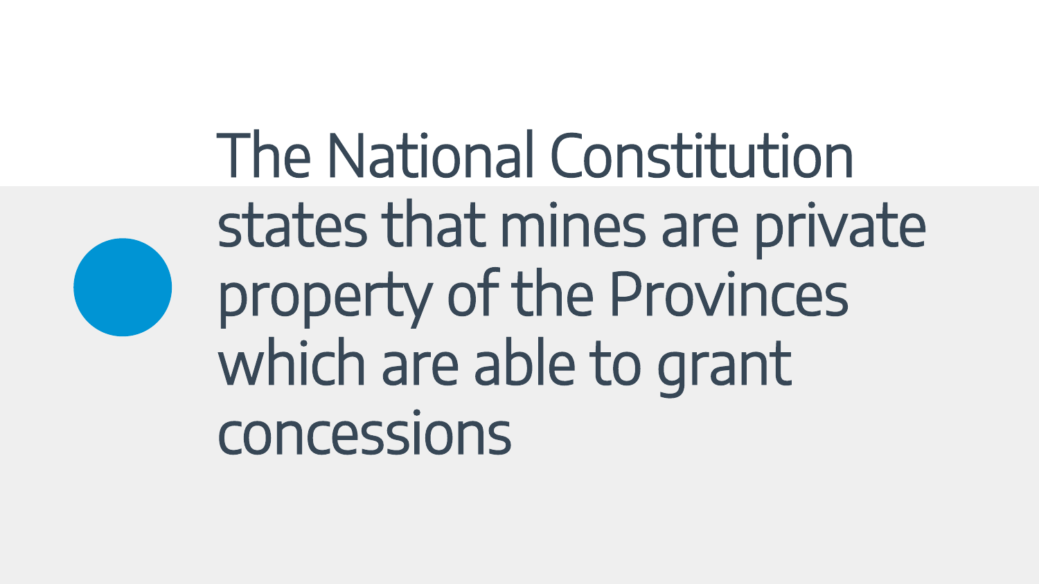The National Constitution states that mines are private property of the Provinces which are able to grant concessions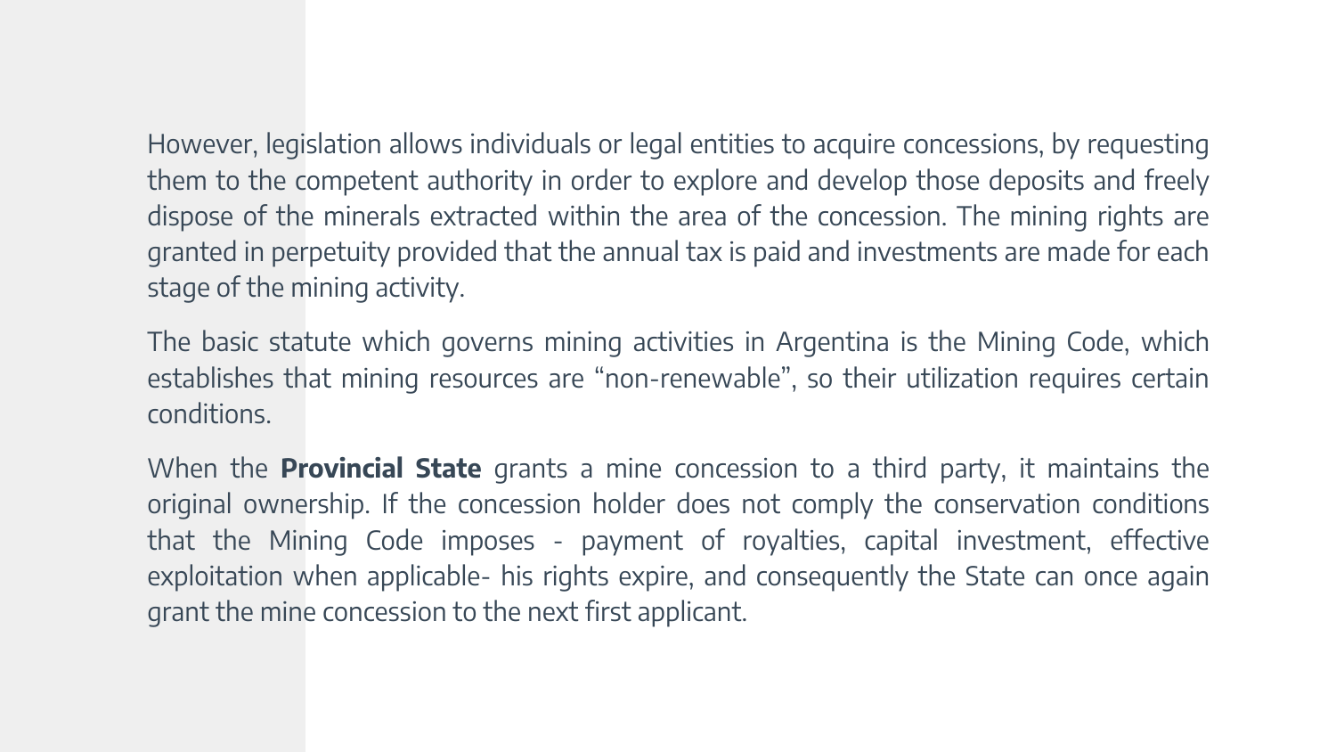However, legislation allows individuals or legal entities to acquire concessions, by requesting them to the competent authority in order to explore and develop those deposits and freely dispose of the minerals extracted within the area of the concession. The mining rights are granted in perpetuity provided that the annual tax is paid and investments are made for each stage of the mining activity.

The basic statute which governs mining activities in Argentina is the Mining Code, which establishes that mining resources are "non-renewable", so their utilization requires certain conditions.

When the **Provincial State** grants a mine concession to a third party, it maintains the original ownership. If the concession holder does not comply the conservation conditions that the Mining Code imposes - payment of royalties, capital investment, effective exploitation when applicable- his rights expire, and consequently the State can once again grant the mine concession to the next first applicant.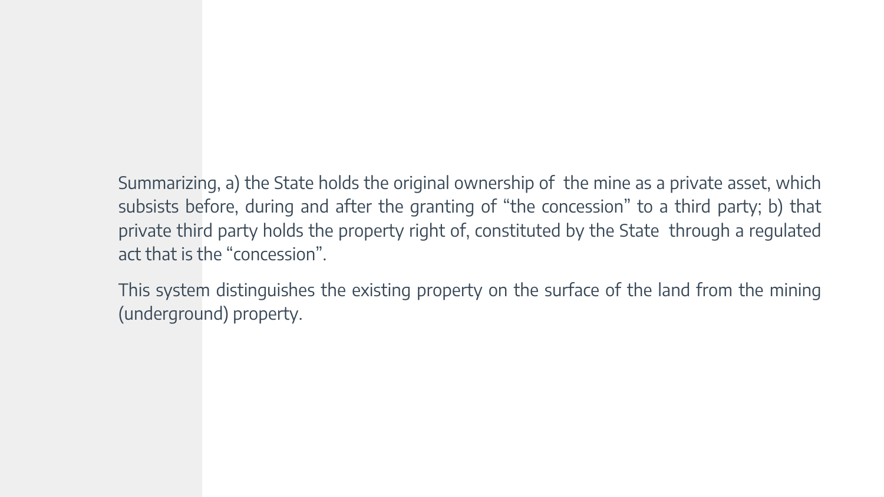Summarizing, a) the State holds the original ownership of the mine as a private asset, which subsists before, during and after the granting of “the concession” to a third party; b) that private third party holds the property right of, constituted by the State through a regulated act that is the “concession”.

This system distinguishes the existing property on the surface of the land from the mining (underground) property.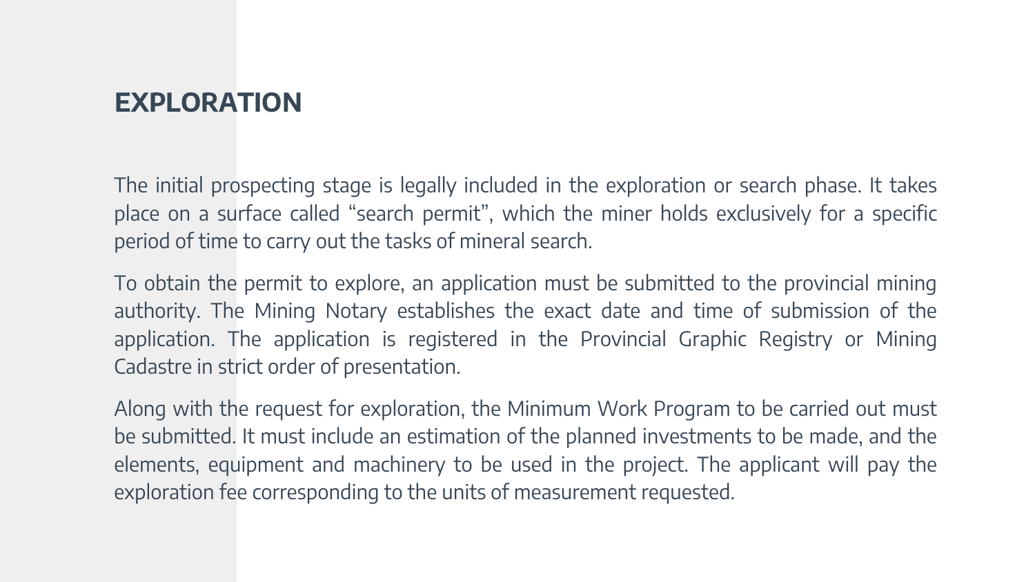# EXPLORATION

The initial prospecting stage is legally included in the exploration or search phase. It takes place on a surface called "search permit", which the miner holds exclusively for a specific period of time to carry out the tasks of mineral search.

To obtain the permit to explore, an application must be submitted to the provincial mining authority. The Mining Notary establishes the exact date and time of submission of the application. The application is registered in the Provincial Graphic Registry or Mining Cadastre in strict order of presentation.

Along with the request for exploration, the Minimum Work Program to be carried out must be submitted. It must include an estimation of the planned investments to be made, and the elements, equipment and machinery to be used in the project. The applicant will pay the exploration fee corresponding to the units of measurement requested.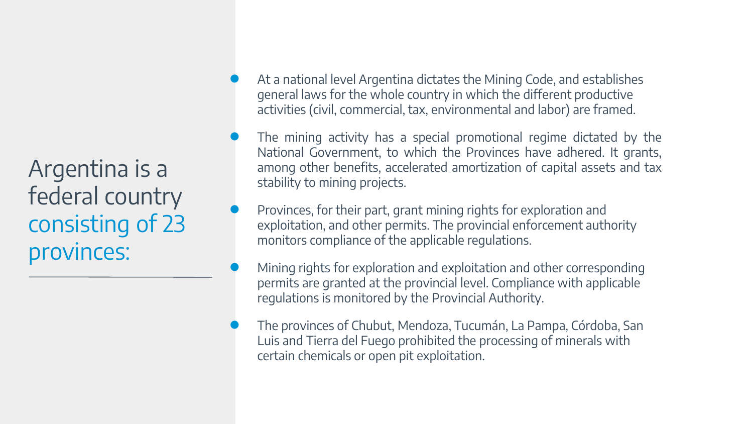# Argentina is a federal country consisting of 23 provinces:

- At a national level Argentina dictates the Mining Code, and establishes general laws for the whole country in which the different productive activities (civil, commercial, tax, environmental and labor) are framed.
- The mining activity has a special promotional regime dictated by the National Government, to which the Provinces have adhered. It grants, among other benefits, accelerated amortization of capital assets and tax stability to mining projects.
- Provinces, for their part, grant mining rights for exploration and exploitation, and other permits. The provincial enforcement authority monitors compliance of the applicable regulations.
- Mining rights for exploration and exploitation and other corresponding permits are granted at the provincial level. Compliance with applicable regulations is monitored by the Provincial Authority.
- The provinces of Chubut, Mendoza, Tucumán, La Pampa, Córdoba, San Luis and Tierra del Fuego prohibited the processing of minerals with certain chemicals or open pit exploitation.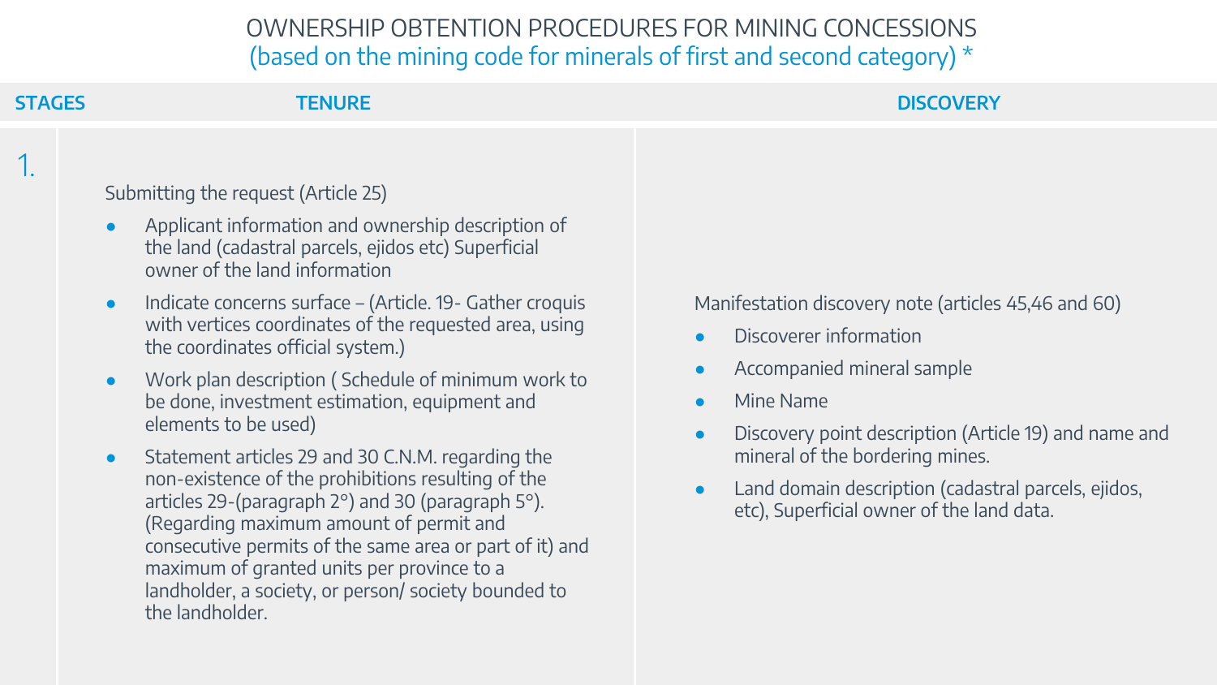# OWNERSHIP OBTENTION PROCEDURES FOR MINING CONCESSIONS

## (based on the mining code for minerals of first and second category) *

| STAGES | TENURE | DISCOVERY |
|---|---|---|
| 1. | Submitting the request (Article 25)<br>• Applicant information and ownership description of the land (cadastral parcels, ejidos etc) Superficial owner of the land information<br>• Indicate concerns surface – (Article. 19- Gather croquis with vertices coordinates of the requested area, using the coordinates official system.)<br>• Work plan description ( Schedule of minimum work to be done, investment estimation, equipment and elements to be used)<br>• Statement articles 29 and 30 C.N.M. regarding the non-existence of the prohibitions resulting of the articles 29-(paragraph 2°) and 30 (paragraph 5°). (Regarding maximum amount of permit and consecutive permits of the same area or part of it) and maximum of granted units per province to a landholder, a society, or person/ society bounded to the landholder. | Manifestation discovery note (articles 45,46 and 60)<br>• Discoverer information<br>• Accompanied mineral sample<br>• Mine Name<br>• Discovery point description (Article 19) and name and mineral of the bordering mines.<br>• Land domain description (cadastral parcels, ejidos, etc), Superficial owner of the land data. |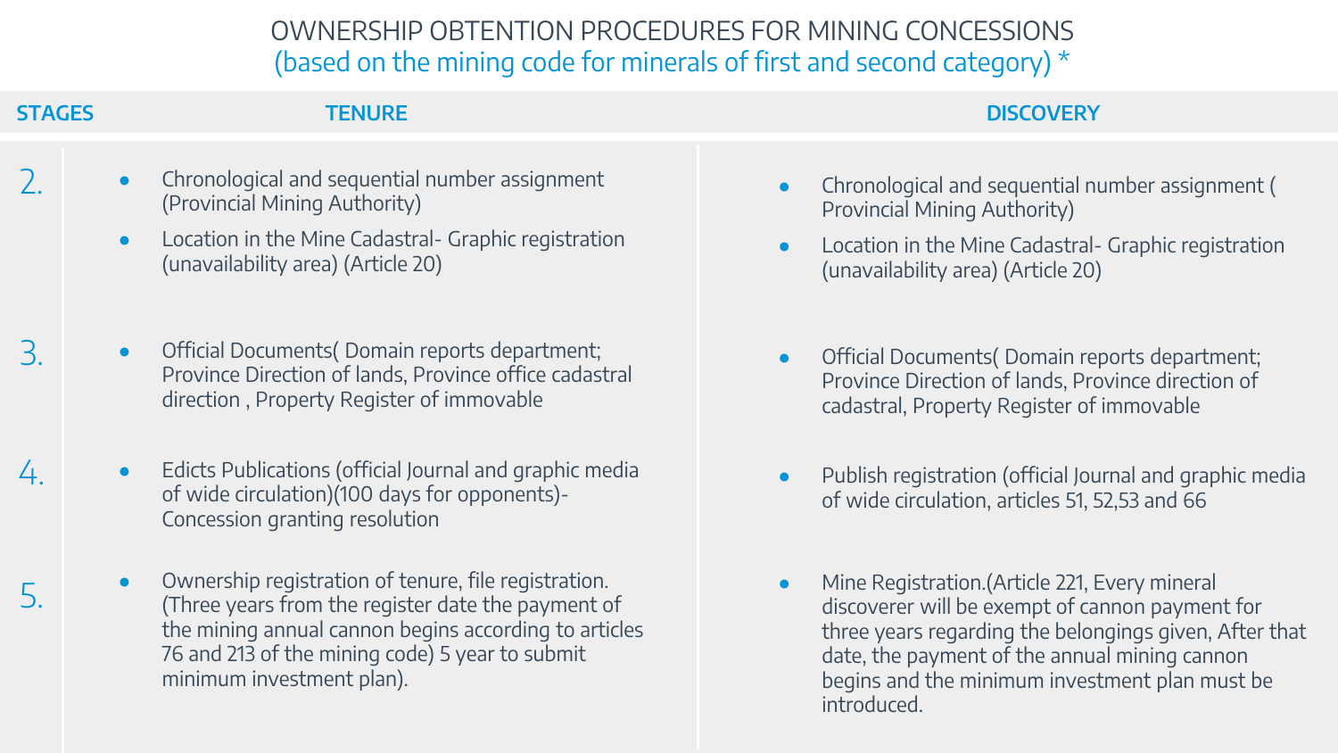# OWNERSHIP OBTENTION PROCEDURES FOR MINING CONCESSIONS

## (based on the mining code for minerals of first and second category) *

| STAGES | TENURE | DISCOVERY |
| --- | --- | --- |
| 2. | • Chronological and sequential number assignment (Provincial Mining Authority)<br>• Location in the Mine Cadastral- Graphic registration (unavailability area) (Article 20) | • Chronological and sequential number assignment ( Provincial Mining Authority)<br>• Location in the Mine Cadastral- Graphic registration (unavailability area) (Article 20) |
| 3. | • Official Documents( Domain reports department; Province Direction of lands, Province office cadastral direction , Property Register of immovable | • Official Documents( Domain reports department; Province Direction of lands, Province direction of cadastral, Property Register of immovable |
| 4. | • Edicts Publications (official Journal and graphic media of wide circulation)(100 days for opponents)- Concession granting resolution | • Publish registration (official Journal and graphic media of wide circulation, articles 51, 52,53 and 66 |
| 5. | • Ownership registration of tenure, file registration. (Three years from the register date the payment of the mining annual cannon begins according to articles 76 and 213 of the mining code) 5 year to submit minimum investment plan). | • Mine Registration.(Article 221, Every mineral discoverer will be exempt of cannon payment for three years regarding the belongings given, After that date, the payment of the annual mining cannon begins and the minimum investment plan must be introduced. |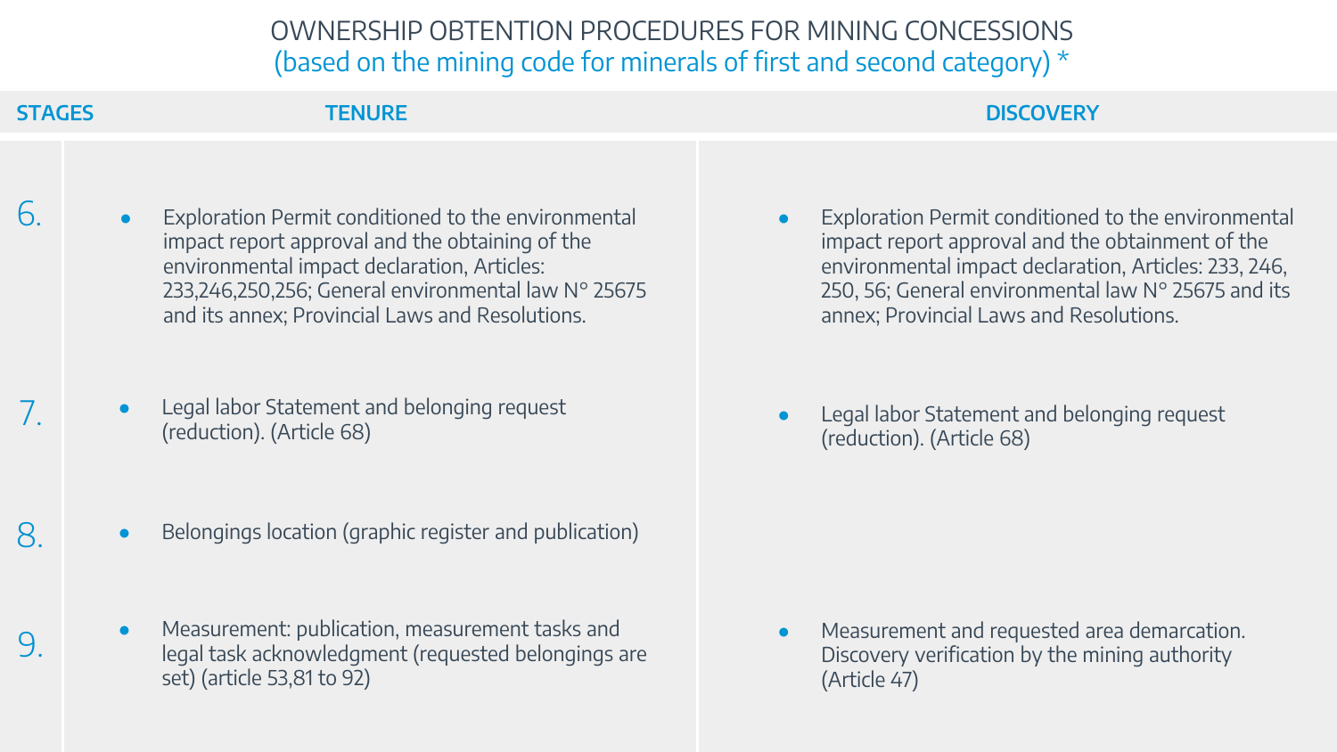# OWNERSHIP OBTENTION PROCEDURES FOR MINING CONCESSIONS

## (based on the mining code for minerals of first and second category) *

| STAGES | TENURE | DISCOVERY |
|---|---|---|
| 6. | • Exploration Permit conditioned to the environmental impact report approval and the obtaining of the environmental impact declaration, Articles: 233,246,250,256; General environmental law N° 25675 and its annex; Provincial Laws and Resolutions. | • Exploration Permit conditioned to the environmental impact report approval and the obtainment of the environmental impact declaration, Articles: 233, 246, 250, 56; General environmental law N° 25675 and its annex; Provincial Laws and Resolutions. |
| 7. | • Legal labor Statement and belonging request (reduction). (Article 68) | • Legal labor Statement and belonging request (reduction). (Article 68) |
| 8. | • Belongings location (graphic register and publication) | |
| 9. | • Measurement: publication, measurement tasks and legal task acknowledgment (requested belongings are set) (article 53,81 to 92) | • Measurement and requested area demarcation. Discovery verification by the mining authority (Article 47) |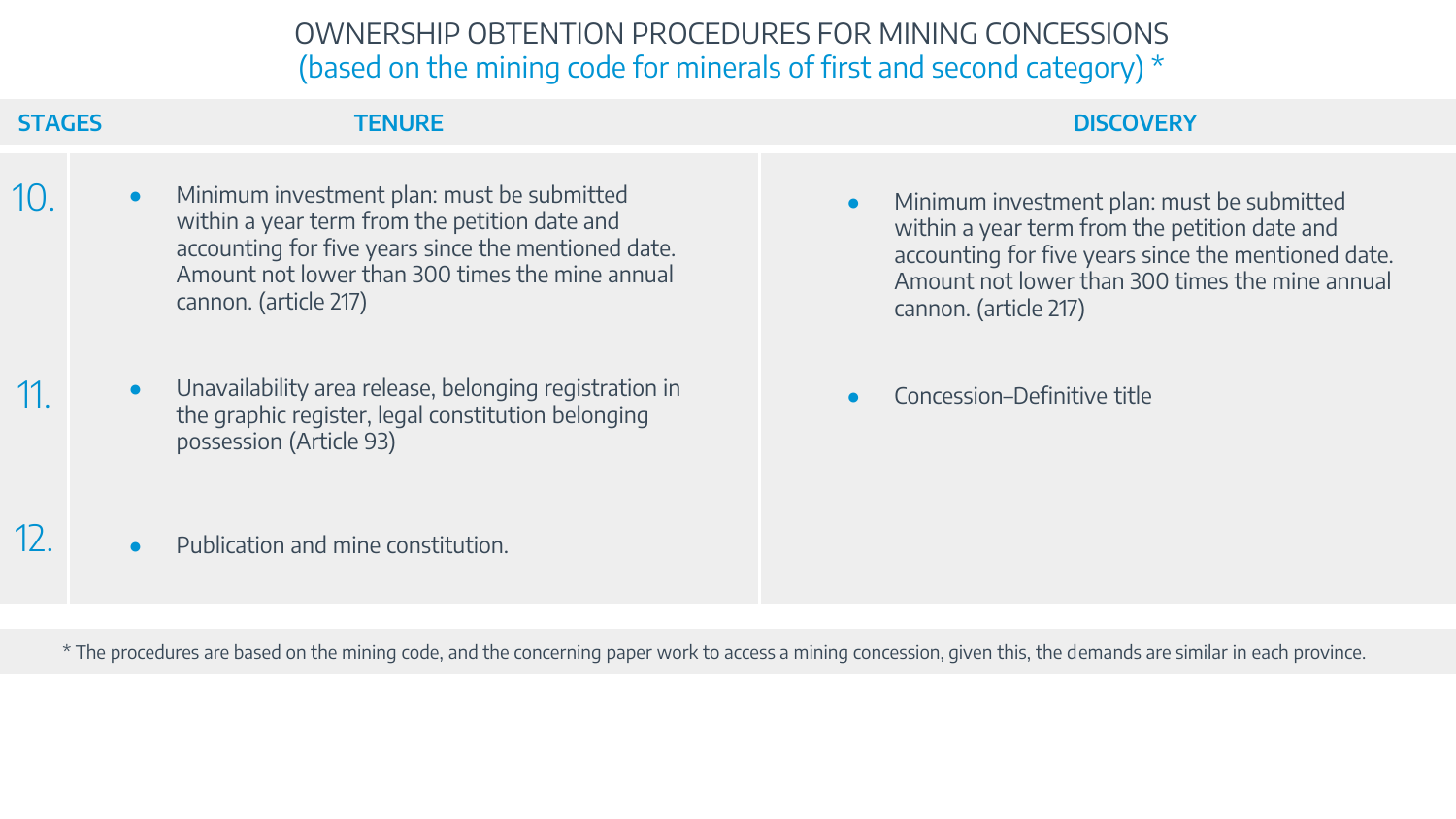# OWNERSHIP OBTENTION PROCEDURES FOR MINING CONCESSIONS

## (based on the mining code for minerals of first and second category) *

| STAGES | TENURE | DISCOVERY |
| --- | --- | --- |
| 10. | • Minimum investment plan: must be submitted within a year term from the petition date and accounting for five years since the mentioned date. Amount not lower than 300 times the mine annual cannon. (article 217) | • Minimum investment plan: must be submitted within a year term from the petition date and accounting for five years since the mentioned date. Amount not lower than 300 times the mine annual cannon. (article 217) |
| 11. | • Unavailability area release, belonging registration in the graphic register, legal constitution belonging possession (Article 93) | • Concession–Definitive title |
| 12. | • Publication and mine constitution. | |

* The procedures are based on the mining code, and the concerning paper work to access a mining concession, given this, the demands are similar in each province.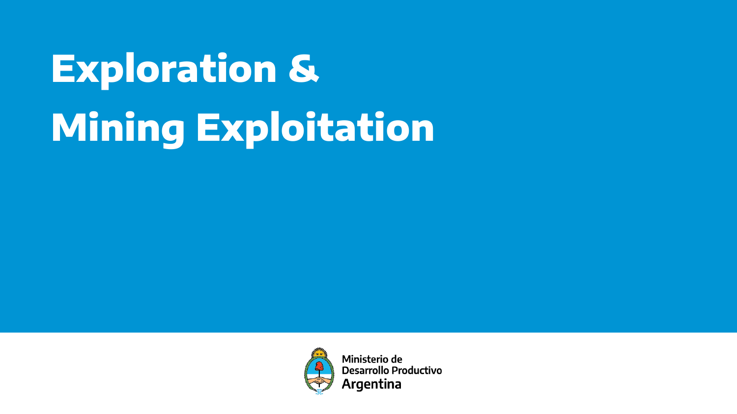# Exploration & Mining Exploitation

Ministerio de
Desarrollo Productivo
Argentina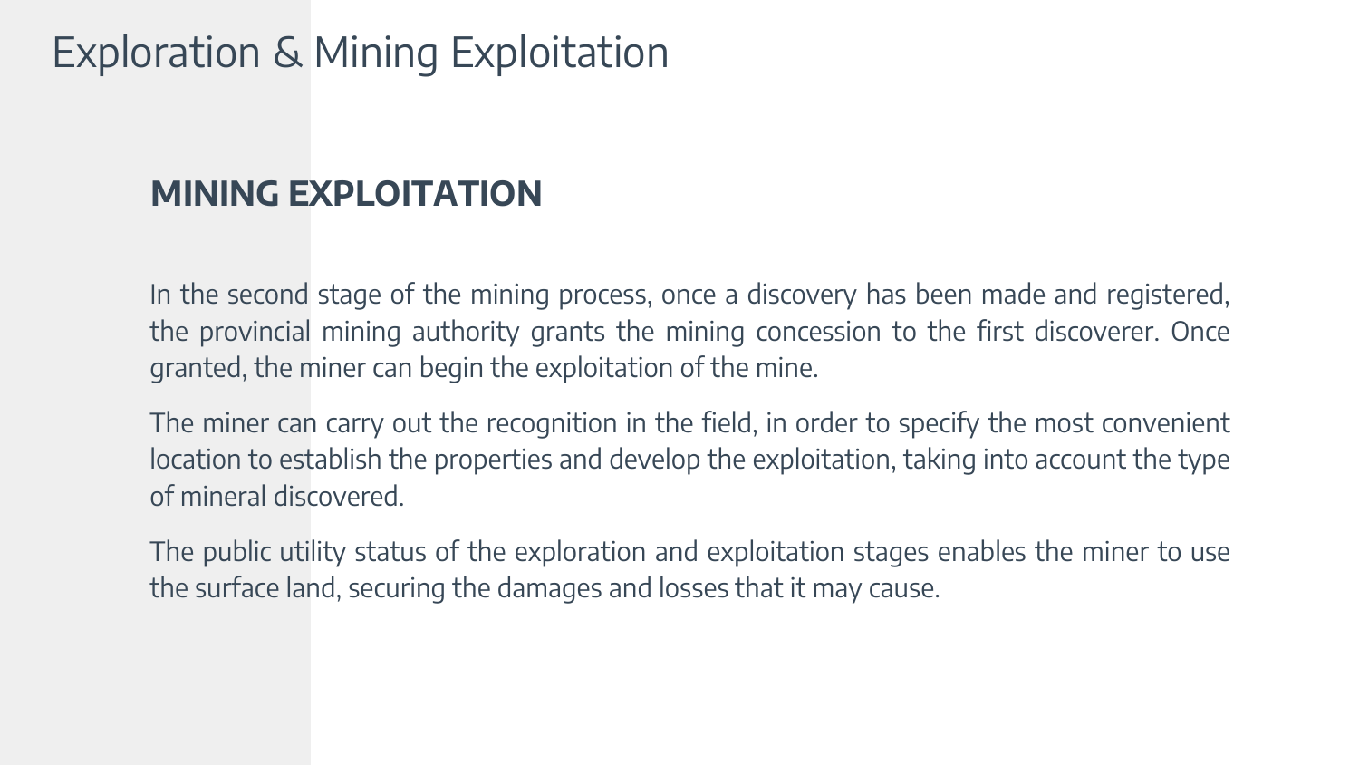# Exploration & Mining Exploitation

## MINING EXPLOITATION

In the second stage of the mining process, once a discovery has been made and registered, the provincial mining authority grants the mining concession to the first discoverer. Once granted, the miner can begin the exploitation of the mine.

The miner can carry out the recognition in the field, in order to specify the most convenient location to establish the properties and develop the exploitation, taking into account the type of mineral discovered.

The public utility status of the exploration and exploitation stages enables the miner to use the surface land, securing the damages and losses that it may cause.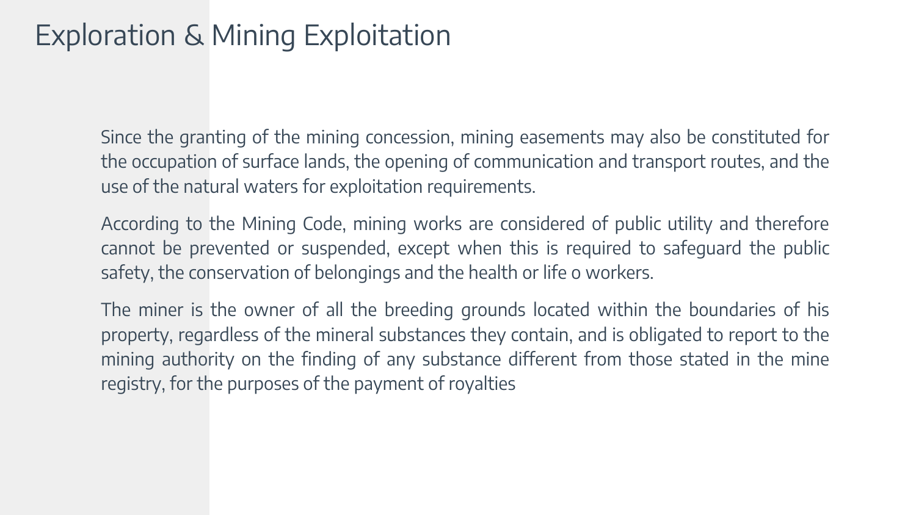# Exploration & Mining Exploitation

Since the granting of the mining concession, mining easements may also be constituted for the occupation of surface lands, the opening of communication and transport routes, and the use of the natural waters for exploitation requirements.

According to the Mining Code, mining works are considered of public utility and therefore cannot be prevented or suspended, except when this is required to safeguard the public safety, the conservation of belongings and the health or life o workers.

The miner is the owner of all the breeding grounds located within the boundaries of his property, regardless of the mineral substances they contain, and is obligated to report to the mining authority on the finding of any substance different from those stated in the mine registry, for the purposes of the payment of royalties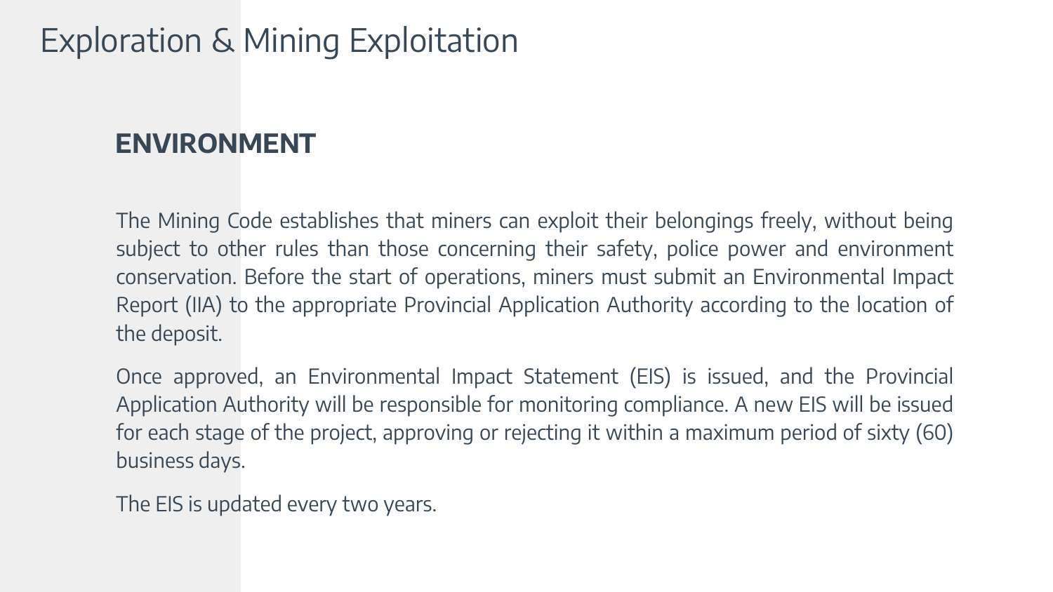# Exploration & Mining Exploitation

## ENVIRONMENT

The Mining Code establishes that miners can exploit their belongings freely, without being subject to other rules than those concerning their safety, police power and environment conservation. Before the start of operations, miners must submit an Environmental Impact Report (IIA) to the appropriate Provincial Application Authority according to the location of the deposit.

Once approved, an Environmental Impact Statement (EIS) is issued, and the Provincial Application Authority will be responsible for monitoring compliance. A new EIS will be issued for each stage of the project, approving or rejecting it within a maximum period of sixty (60) business days.

The EIS is updated every two years.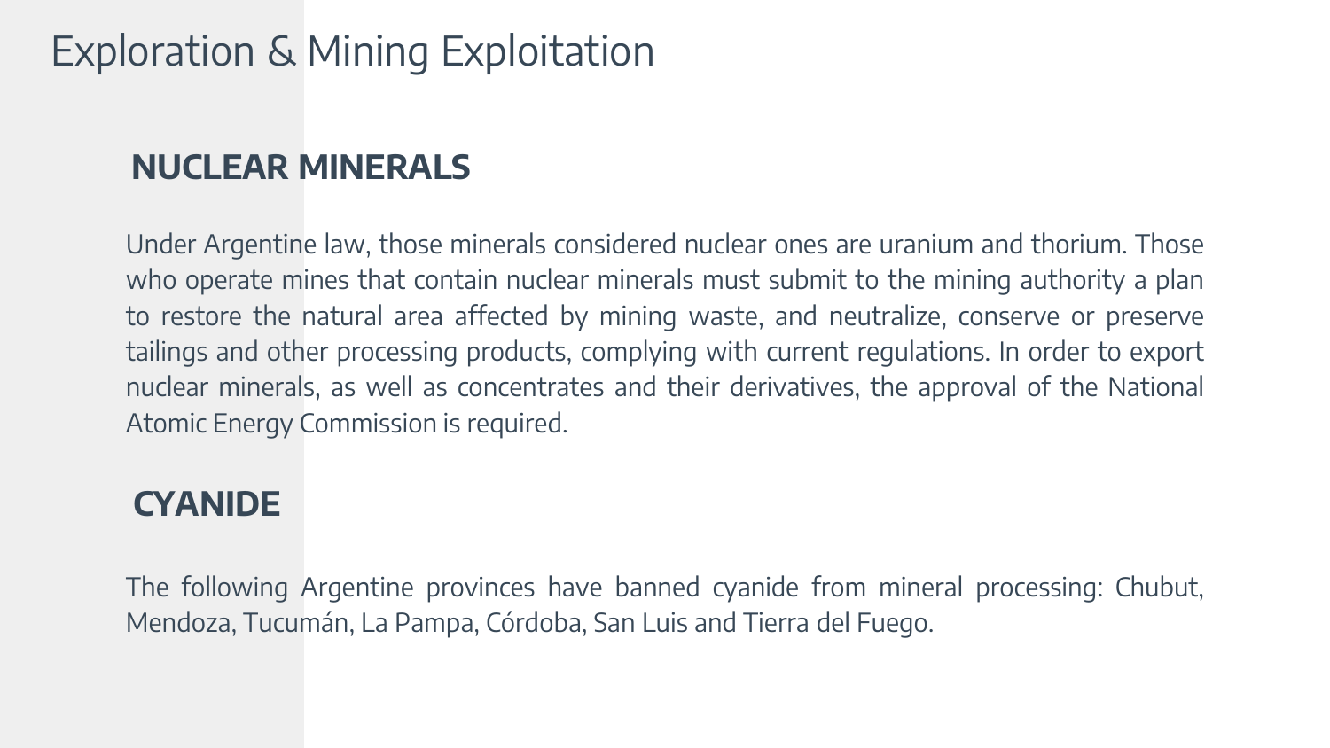# Exploration & Mining Exploitation

## NUCLEAR MINERALS

Under Argentine law, those minerals considered nuclear ones are uranium and thorium. Those who operate mines that contain nuclear minerals must submit to the mining authority a plan to restore the natural area affected by mining waste, and neutralize, conserve or preserve tailings and other processing products, complying with current regulations. In order to export nuclear minerals, as well as concentrates and their derivatives, the approval of the National Atomic Energy Commission is required.

## CYANIDE

The following Argentine provinces have banned cyanide from mineral processing: Chubut, Mendoza, Tucumán, La Pampa, Córdoba, San Luis and Tierra del Fuego.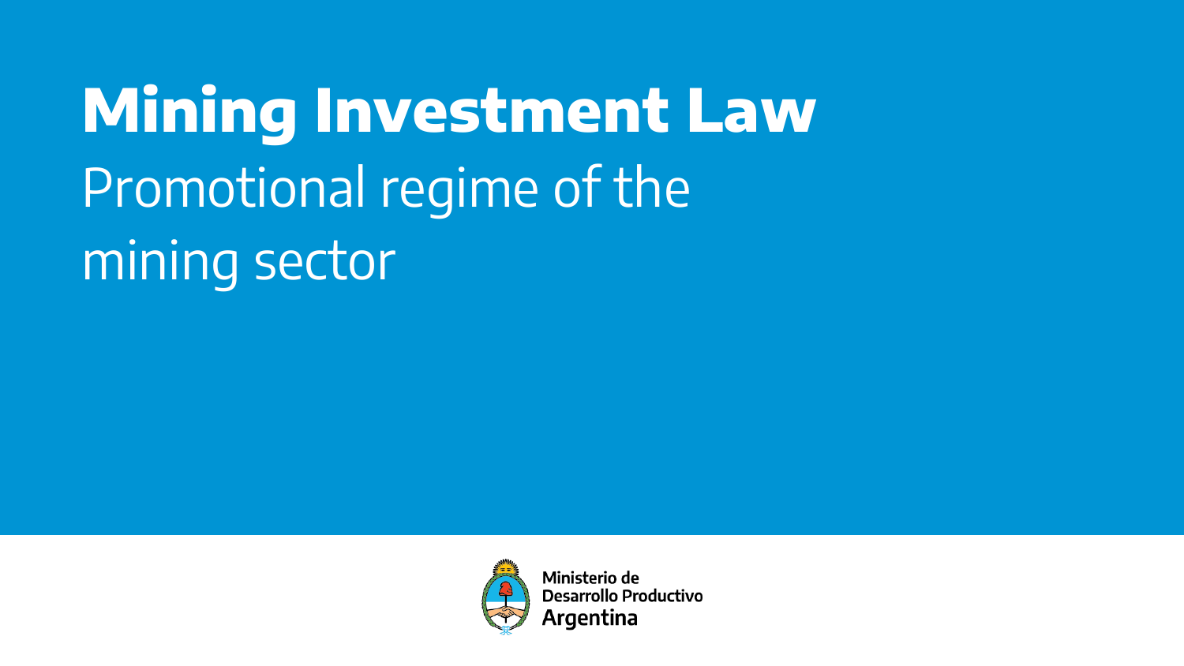# Mining Investment Law

Promotional regime of the mining sector

Ministerio de Desarrollo Productivo
Argentina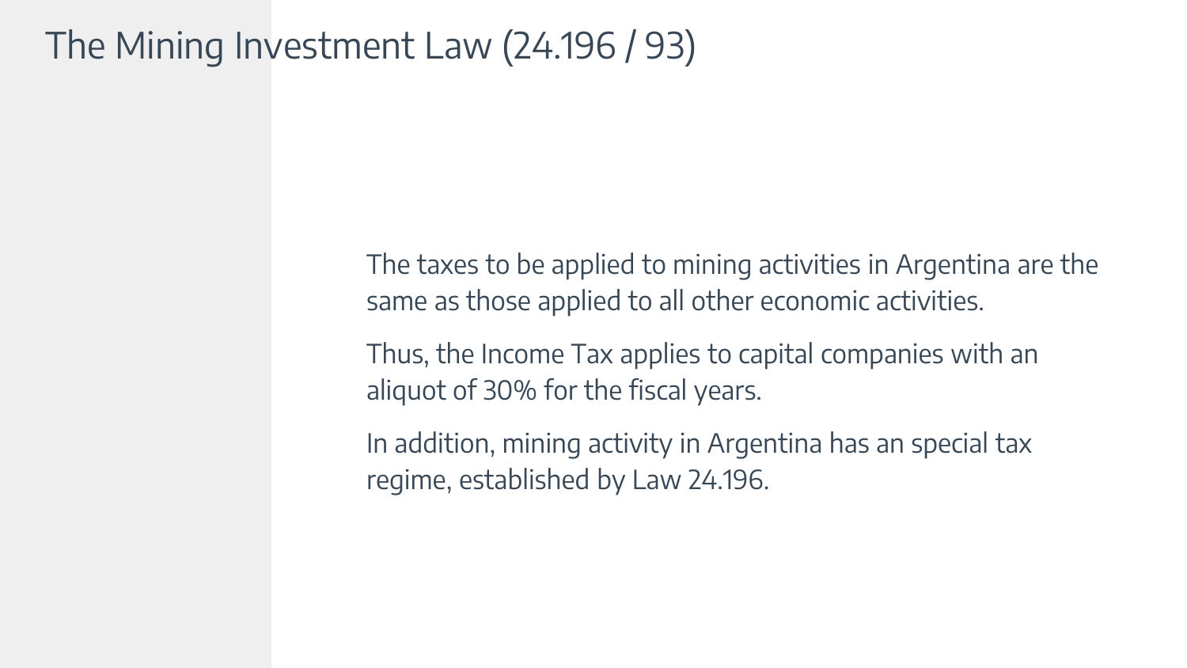# The Mining Investment Law (24.196 / 93)

The taxes to be applied to mining activities in Argentina are the same as those applied to all other economic activities.

Thus, the Income Tax applies to capital companies with an aliquot of 30% for the fiscal years.

In addition, mining activity in Argentina has an special tax regime, established by Law 24.196.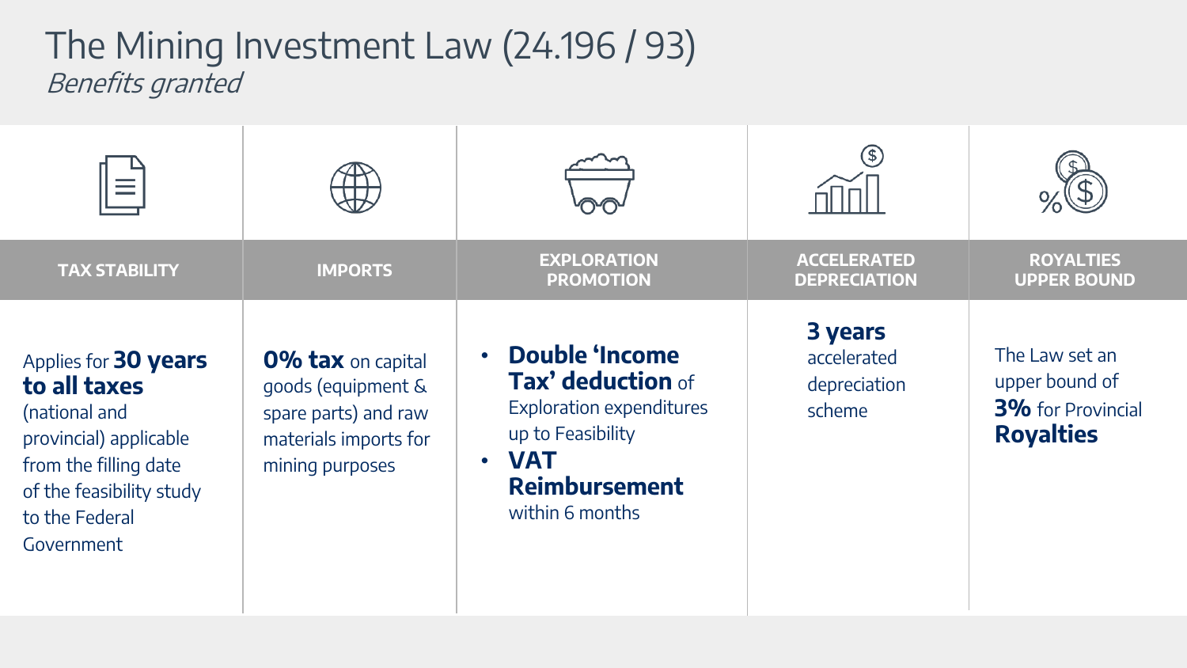# The Mining Investment Law (24.196 / 93)

*Benefits granted*

| TAX STABILITY | IMPORTS | EXPLORATION PROMOTION | ACCELERATED DEPRECIATION | ROYALTIES UPPER BOUND |
|---|---|---|---|---|
| Applies for **30 years to all taxes** (national and provincial) applicable from the filling date of the feasibility study to the Federal Government | **0% tax** on capital goods (equipment & spare parts) and raw materials imports for mining purposes | • **Double 'Income Tax' deduction** of Exploration expenditures up to Feasibility<br>• **VAT Reimbursement** within 6 months | **3 years** accelerated depreciation scheme | The Law set an upper bound of **3%** for Provincial **Royalties** |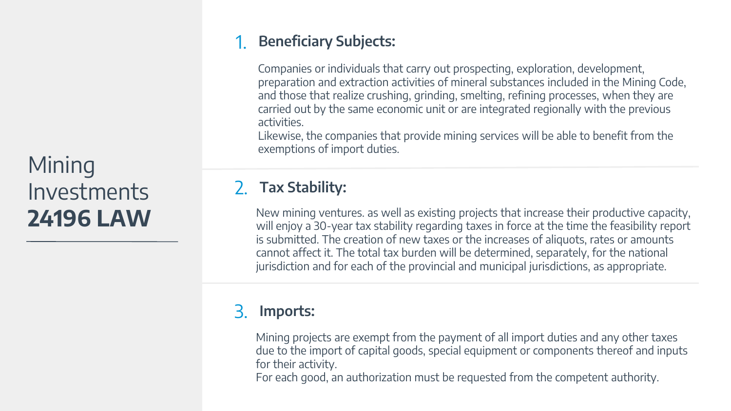# Mining Investments **24196 LAW**

1. **Beneficiary Subjects:**

   Companies or individuals that carry out prospecting, exploration, development, preparation and extraction activities of mineral substances included in the Mining Code, and those that realize crushing, grinding, smelting, refining processes, when they are carried out by the same economic unit or are integrated regionally with the previous activities.
   Likewise, the companies that provide mining services will be able to benefit from the exemptions of import duties.

2. **Tax Stability:**

   New mining ventures. as well as existing projects that increase their productive capacity, will enjoy a 30-year tax stability regarding taxes in force at the time the feasibility report is submitted. The creation of new taxes or the increases of aliquots, rates or amounts cannot affect it. The total tax burden will be determined, separately, for the national jurisdiction and for each of the provincial and municipal jurisdictions, as appropriate.

3. **Imports:**

   Mining projects are exempt from the payment of all import duties and any other taxes due to the import of capital goods, special equipment or components thereof and inputs for their activity.
   For each good, an authorization must be requested from the competent authority.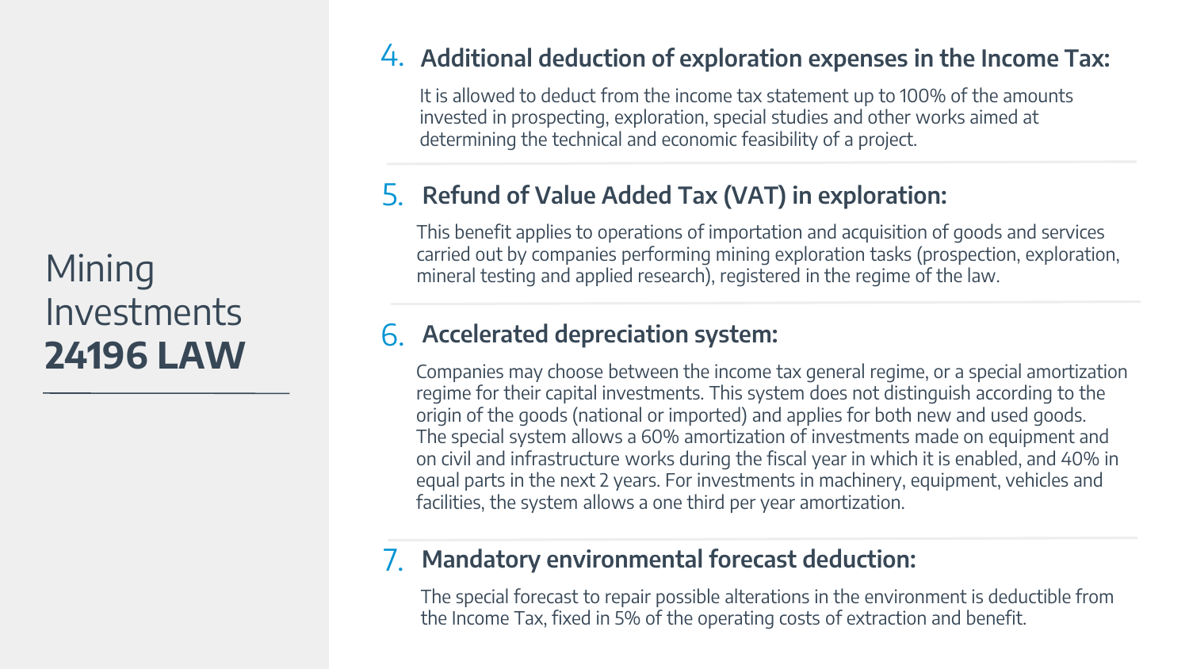# Mining Investments **24196 LAW**

4. **Additional deduction of exploration expenses in the Income Tax:**

   It is allowed to deduct from the income tax statement up to 100% of the amounts invested in prospecting, exploration, special studies and other works aimed at determining the technical and economic feasibility of a project.

5. **Refund of Value Added Tax (VAT) in exploration:**

   This benefit applies to operations of importation and acquisition of goods and services carried out by companies performing mining exploration tasks (prospection, exploration, mineral testing and applied research), registered in the regime of the law.

6. **Accelerated depreciation system:**

   Companies may choose between the income tax general regime, or a special amortization regime for their capital investments. This system does not distinguish according to the origin of the goods (national or imported) and applies for both new and used goods. The special system allows a 60% amortization of investments made on equipment and on civil and infrastructure works during the fiscal year in which it is enabled, and 40% in equal parts in the next 2 years. For investments in machinery, equipment, vehicles and facilities, the system allows a one third per year amortization.

7. **Mandatory environmental forecast deduction:**

   The special forecast to repair possible alterations in the environment is deductible from the Income Tax, fixed in 5% of the operating costs of extraction and benefit.